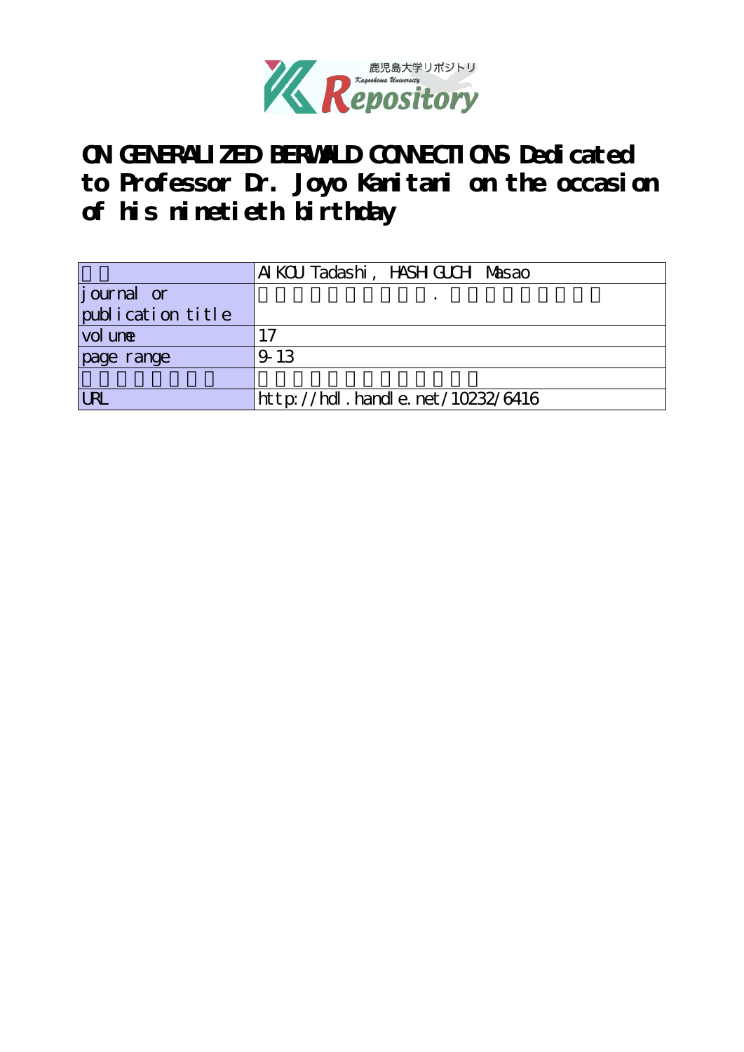# ON GENERALIZED BERWALD CONNECTIONS Dedicated to Professor Dr. Joyo Kanitani on the occasion of his ninetieth birthday

| 著者 | AIKOU Tadashi, HASHIGUCHI Masao |
| --- | --- |
| journal or publication title | 鹿児島大学理学部紀要. 数学・物理学・化学 |
| volume | 17 |
| page range | 9-13 |
| 別言語のタイトル | 一般化されたベルワルド接続について |
| URL | http://hdl.handle.net/10232/6416 |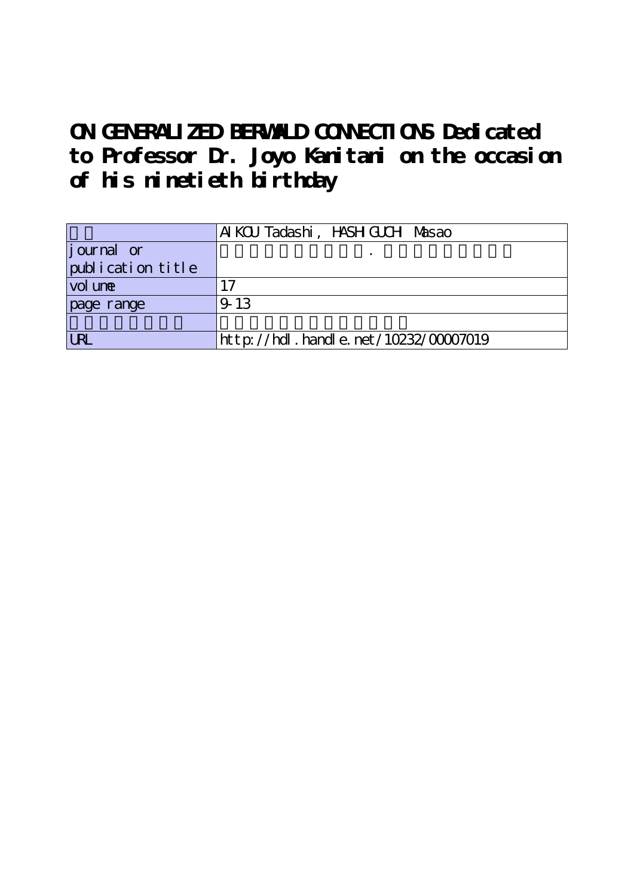# ON GENERALIZED BERWALD CONNECTIONS Dedicated to Professor Dr. Joyo Kanitani on the occasion of his ninetieth birthday

| | |
|---|---|
| | AIKOU Tadashi, HASHIGUCHI Masao |
| journal or publication title | . |
| volume | 17 |
| page range | 9-13 |
| | |
| URL | http://hdl.handle.net/10232/00007019 |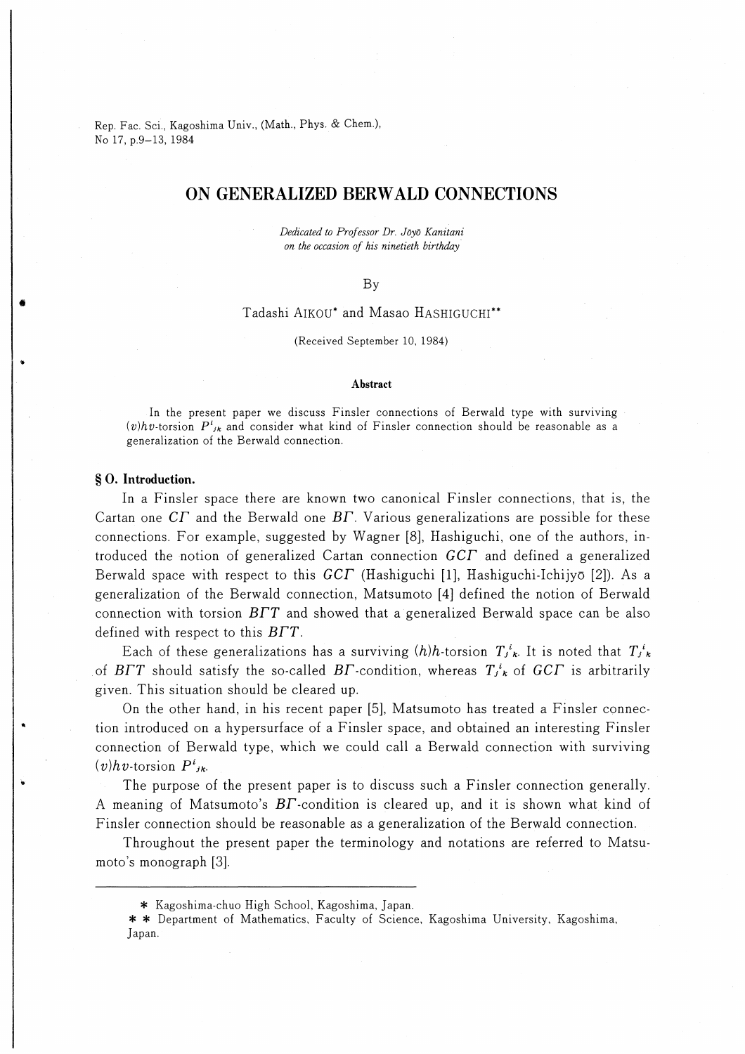# ON GENERALIZED BERWALD CONNECTIONS

*Dedicated to Professor Dr. Jōyō Kanitani on the occasion of his ninetieth birthday*

By

Tadashi AIKOU* and Masao HASHIGUCHI**

(Received September 10, 1984)

**Abstract**

In the present paper we discuss Finsler connections of Berwald type with surviving $(v)hv$-torsion $P^i{}_{jk}$ and consider what kind of Finsler connection should be reasonable as a generalization of the Berwald connection.

## § 0. Introduction.

In a Finsler space there are known two canonical Finsler connections, that is, the Cartan one $C\Gamma$ and the Berwald one $B\Gamma$. Various generalizations are possible for these connections. For example, suggested by Wagner [8], Hashiguchi, one of the authors, introduced the notion of generalized Cartan connection $GC\Gamma$ and defined a generalized Berwald space with respect to this $GC\Gamma$ (Hashiguchi [1], Hashiguchi-Ichijyō [2]). As a generalization of the Berwald connection, Matsumoto [4] defined the notion of Berwald connection with torsion $B\Gamma T$ and showed that a generalized Berwald space can be also defined with respect to this $B\Gamma T$.

Each of these generalizations has a surviving $(h)h$-torsion $T_j{}^i{}_k$. It is noted that $T_j{}^i{}_k$ of $B\Gamma T$ should satisfy the so-called $B\Gamma$-condition, whereas $T_j{}^i{}_k$ of $GC\Gamma$ is arbitrarily given. This situation should be cleared up.

On the other hand, in his recent paper [5], Matsumoto has treated a Finsler connection introduced on a hypersurface of a Finsler space, and obtained an interesting Finsler connection of Berwald type, which we could call a Berwald connection with surviving $(v)hv$-torsion $P^i{}_{jk}$.

The purpose of the present paper is to discuss such a Finsler connection generally. A meaning of Matsumoto's $B\Gamma$-condition is cleared up, and it is shown what kind of Finsler connection should be reasonable as a generalization of the Berwald connection.

Throughout the present paper the terminology and notations are referred to Matsumoto's monograph [3].

---

\* Kagoshima-chuo High School, Kagoshima, Japan.

\*\* Department of Mathematics, Faculty of Science, Kagoshima University, Kagoshima, Japan.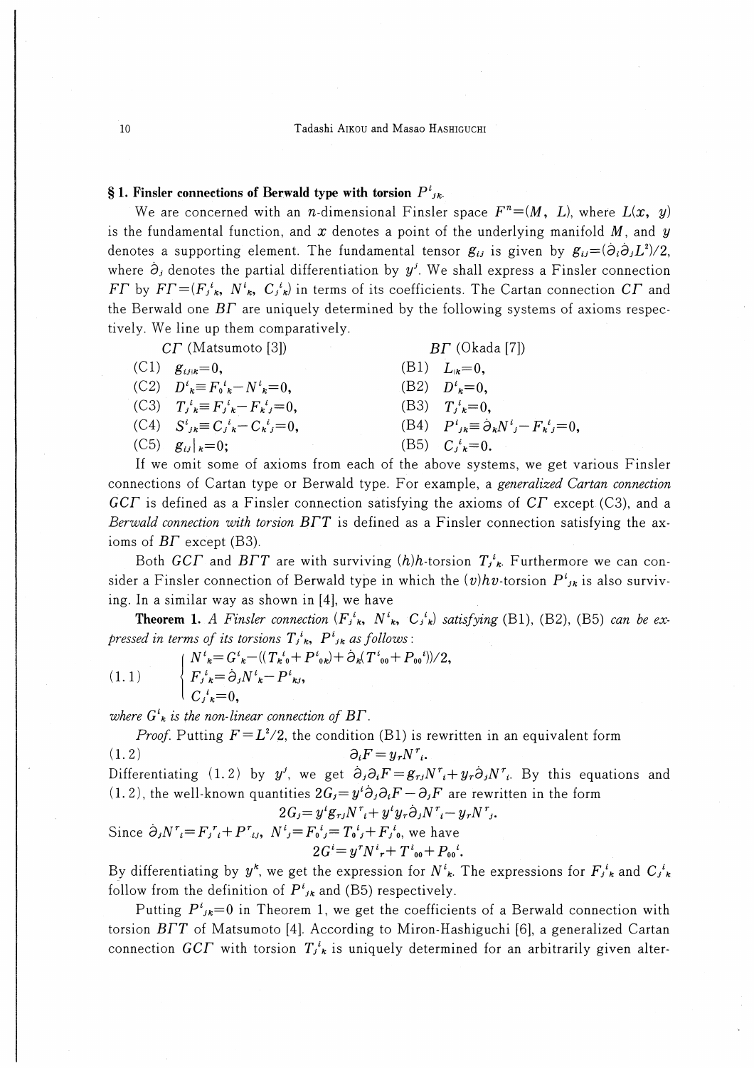## § 1. Finsler connections of Berwald type with torsion $P^i{}_{jk}$.

We are concerned with an $n$-dimensional Finsler space $F^n=(M, L)$, where $L(x, y)$ is the fundamental function, and $x$ denotes a point of the underlying manifold $M$, and $y$ denotes a supporting element. The fundamental tensor $g_{ij}$ is given by $g_{ij}=(\dot{\partial}_i\dot{\partial}_j L^2)/2$, where $\dot{\partial}_j$ denotes the partial differentiation by $y^j$. We shall express a Finsler connection $F\Gamma$ by $F\Gamma=(F_j{}^i{}_k, N^i{}_k, C_j{}^i{}_k)$ in terms of its coefficients. The Cartan connection $C\Gamma$ and the Berwald one $B\Gamma$ are uniquely determined by the following systems of axioms respectively. We line up them comparatively.

| $C\Gamma$ (Matsumoto [3]) | $B\Gamma$ (Okada [7]) |
|---|---|
| (C1) $g_{ij\mid k}=0$, | (B1) $L_{\mid k}=0$, |
| (C2) $D^i{}_k\equiv F_0{}^i{}_k-N^i{}_k=0$, | (B2) $D^i{}_k=0$, |
| (C3) $T_j{}^i{}_k\equiv F_j{}^i{}_k-F_k{}^i{}_j=0$, | (B3) $T_j{}^i{}_k=0$, |
| (C4) $S^i{}_{jk}\equiv C_j{}^i{}_k-C_k{}^i{}_j=0$, | (B4) $P^i{}_{jk}\equiv\dot{\partial}_k N^i{}_j-F_k{}^i{}_j=0$, |
| (C5) $g_{ij}\vert_k=0$; | (B5) $C_j{}^i{}_k=0$. |

If we omit some of axioms from each of the above systems, we get various Finsler connections of Cartan type or Berwald type. For example, a *generalized Cartan connection* $GC\Gamma$ is defined as a Finsler connection satisfying the axioms of $C\Gamma$ except (C3), and a *Berwald connection with torsion* $B\Gamma T$ is defined as a Finsler connection satisfying the axioms of $B\Gamma$ except (B3).

Both $GC\Gamma$ and $B\Gamma T$ are with surviving $(h)h$-torsion $T_j{}^i{}_k$. Furthermore we can consider a Finsler connection of Berwald type in which the $(v)hv$-torsion $P^i{}_{jk}$ is also surviving. In a similar way as shown in [4], we have

**Theorem 1.** *A Finsler connection $(F_j{}^i{}_k, N^i{}_k, C_j{}^i{}_k)$ satisfying* (B1), (B2), (B5) *can be expressed in terms of its torsions $T_j{}^i{}_k$, $P^i{}_{jk}$ as follows*:

$$
(1.1)\qquad \begin{cases} N^i{}_k=G^i{}_k-((T_k{}^i{}_0+P^i{}_{0k})+\dot{\partial}_k(T^i{}_{00}+P_{00}{}^i))/2,\\ F_j{}^i{}_k=\dot{\partial}_j N^i{}_k-P^i{}_{kj},\\ C_j{}^i{}_k=0,\end{cases}
$$

*where $G^i{}_k$ is the non-linear connection of $B\Gamma$.*

*Proof.* Putting $F=L^2/2$, the condition (B1) is rewritten in an equivalent form

$$
(1.2)\qquad \partial_i F=y_r N^r{}_i.
$$

Differentiating (1.2) by $y^j$, we get $\dot{\partial}_j\partial_i F=g_{rj}N^r{}_i+y_r\dot{\partial}_j N^r{}_i$. By this equations and (1.2), the well-known quantities $2G_j=y^i\dot{\partial}_j\partial_i F-\partial_j F$ are rewritten in the form

$$
2G_j=y^i g_{rj}N^r{}_i+y^i y_r\dot{\partial}_j N^r{}_i-y_r N^r{}_j.
$$

Since $\dot{\partial}_j N^r{}_i=F_j{}^r{}_i+P^r{}_{ij}$, $N^i{}_j=F_0{}^i{}_j=T_0{}^i{}_j+F_j{}^i{}_0$, we have

$$
2G^i=y^r N^i{}_r+T^i{}_{00}+P_{00}{}^i.
$$

By differentiating by $y^k$, we get the expression for $N^i{}_k$. The expressions for $F_j{}^i{}_k$ and $C_j{}^i{}_k$ follow from the definition of $P^i{}_{jk}$ and (B5) respectively.

Putting $P^i{}_{jk}=0$ in Theorem 1, we get the coefficients of a Berwald connection with torsion $B\Gamma T$ of Matsumoto [4]. According to Miron-Hashiguchi [6], a generalized Cartan connection $GC\Gamma$ with torsion $T_j{}^i{}_k$ is uniquely determined for an arbitrarily given alter-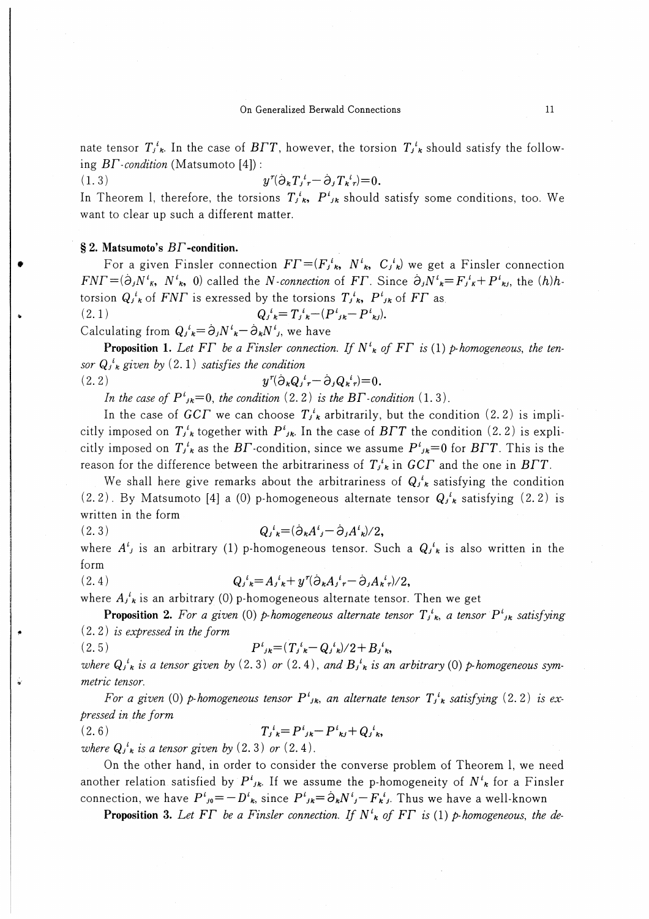nate tensor $T_j{}^i{}_k$. In the case of $B\Gamma T$, however, the torsion $T_j{}^i{}_k$ should satisfy the following *$B\Gamma$-condition* (Matsumoto [4]):

$$y^r(\dot{\partial}_k T_j{}^i{}_r - \dot{\partial}_j T_k{}^i{}_r) = 0. \tag{1.3}$$

In Theorem 1, therefore, the torsions $T_j{}^i{}_k$, $P^i{}_{jk}$ should satisfy some conditions, too. We want to clear up such a different matter.

## § 2. Matsumoto's $B\Gamma$-condition.

For a given Finsler connection $F\Gamma = (F_j{}^i{}_k, N^i{}_k, C_j{}^i{}_k)$ we get a Finsler connection $FN\Gamma = (\dot{\partial}_j N^i{}_k, N^i{}_k, 0)$ called the *N-connection* of $F\Gamma$. Since $\dot{\partial}_j N^i{}_k = F_j{}^i{}_k + P^i{}_{kj}$, the $(h)h$-torsion $Q_j{}^i{}_k$ of $FN\Gamma$ is expressed by the torsions $T_j{}^i{}_k$, $P^i{}_{jk}$ of $F\Gamma$ as

$$Q_j{}^i{}_k = T_j{}^i{}_k - (P^i{}_{jk} - P^i{}_{kj}). \tag{2.1}$$

Calculating from $Q_j{}^i{}_k = \dot{\partial}_j N^i{}_k - \dot{\partial}_k N^i{}_j$, we have

**Proposition 1.** *Let $F\Gamma$ be a Finsler connection. If $N^i{}_k$ of $F\Gamma$ is (1) p-homogeneous, the tensor $Q_j{}^i{}_k$ given by* (2.1) *satisfies the condition*

$$y^r(\dot{\partial}_k Q_j{}^i{}_r - \dot{\partial}_j Q_k{}^i{}_r) = 0. \tag{2.2}$$

*In the case of $P^i{}_{jk} = 0$, the condition* (2.2) *is the $B\Gamma$-condition* (1.3).

In the case of $GC\Gamma$ we can choose $T_j{}^i{}_k$ arbitrarily, but the condition (2.2) is implicitly imposed on $T_j{}^i{}_k$ together with $P^i{}_{jk}$. In the case of $B\Gamma T$ the condition (2.2) is explicitly imposed on $T_j{}^i{}_k$ as the $B\Gamma$-condition, since we assume $P^i{}_{jk} = 0$ for $B\Gamma T$. This is the reason for the difference between the arbitrariness of $T_j{}^i{}_k$ in $GC\Gamma$ and the one in $B\Gamma T$.

We shall here give remarks about the arbitrariness of $Q_j{}^i{}_k$ satisfying the condition (2.2). By Matsumoto [4] a (0) p-homogeneous alternate tensor $Q_j{}^i{}_k$ satisfying (2.2) is written in the form

$$Q_j{}^i{}_k = (\dot{\partial}_k A^i{}_j - \dot{\partial}_j A^i{}_k)/2, \tag{2.3}$$

where $A^i{}_j$ is an arbitrary (1) p-homogeneous tensor. Such a $Q_j{}^i{}_k$ is also written in the form

$$Q_j{}^i{}_k = A_j{}^i{}_k + y^r(\dot{\partial}_k A_j{}^i{}_r - \dot{\partial}_j A_k{}^i{}_r)/2, \tag{2.4}$$

where $A_j{}^i{}_k$ is an arbitrary (0) p-homogeneous alternate tensor. Then we get

**Proposition 2.** *For a given (0) p-homogeneous alternate tensor $T_j{}^i{}_k$, a tensor $P^i{}_{jk}$ satisfying* (2.2) *is expressed in the form*

$$P^i{}_{jk} = (T_j{}^i{}_k - Q_j{}^i{}_k)/2 + B_j{}^i{}_k, \tag{2.5}$$

*where $Q_j{}^i{}_k$ is a tensor given by* (2.3) *or* (2.4), *and $B_j{}^i{}_k$ is an arbitrary (0) p-homogeneous symmetric tensor.*

*For a given (0) p-homogeneous tensor $P^i{}_{jk}$, an alternate tensor $T_j{}^i{}_k$ satisfying* (2.2) *is expressed in the form*

$$T_j{}^i{}_k = P^i{}_{jk} - P^i{}_{kj} + Q_j{}^i{}_k, \tag{2.6}$$

*where $Q_j{}^i{}_k$ is a tensor given by* (2.3) *or* (2.4).

On the other hand, in order to consider the converse problem of Theorem 1, we need another relation satisfied by $P^i{}_{jk}$. If we assume the p-homogeneity of $N^i{}_k$ for a Finsler connection, we have $P^i{}_{j0} = -D^i{}_k$, since $P^i{}_{jk} = \dot{\partial}_k N^i{}_j - F_k{}^i{}_j$. Thus we have a well-known

**Proposition 3.** *Let $F\Gamma$ be a Finsler connection. If $N^i{}_k$ of $F\Gamma$ is (1) p-homogeneous, the de-*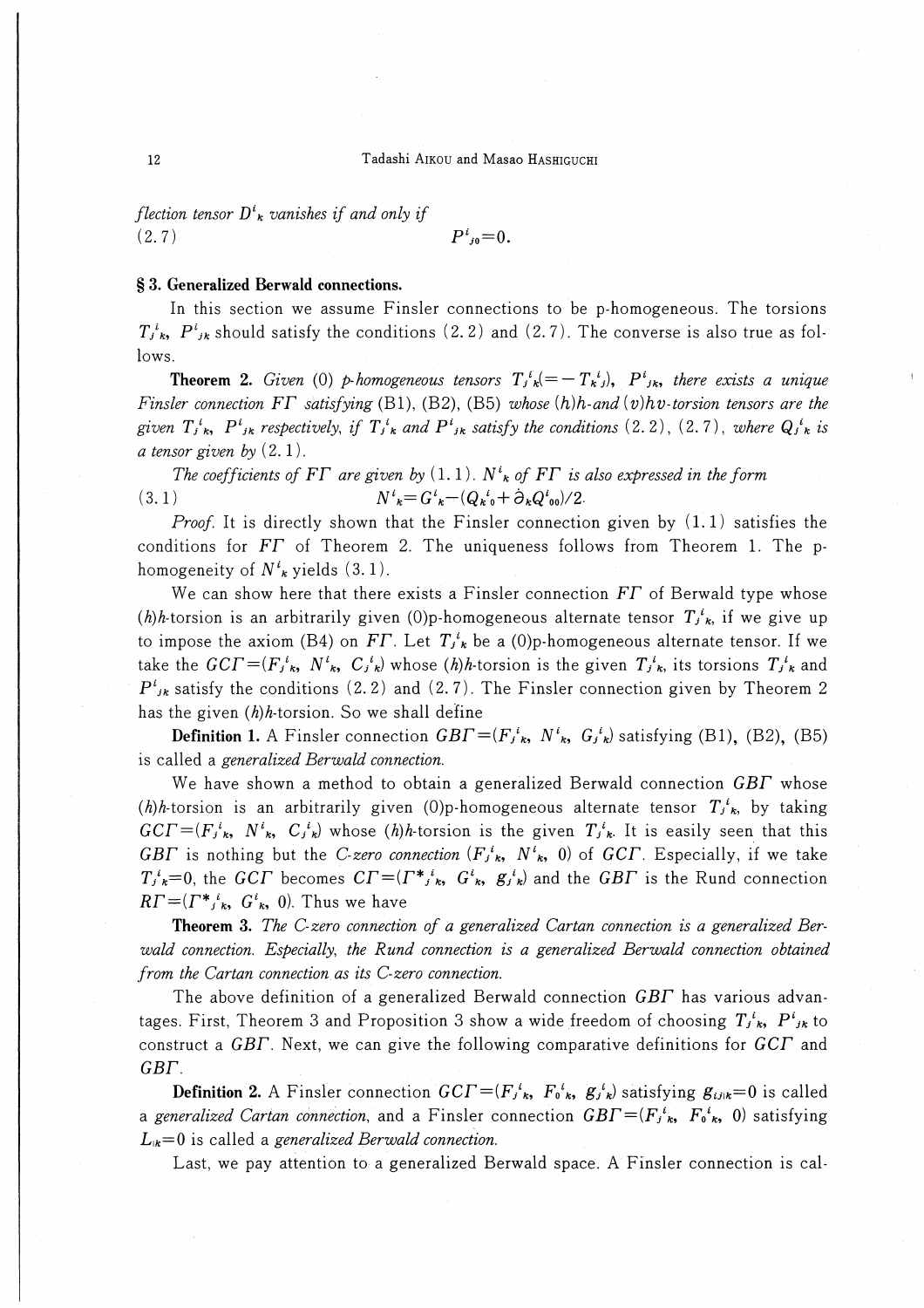*flection tensor* $D^i{}_k$ *vanishes if and only if*

$$P^i{}_{j0}=0. \tag{2.7}$$

## § 3. Generalized Berwald connections.

In this section we assume Finsler connections to be p-homogeneous. The torsions $T_j{}^i{}_k$, $P^i{}_{jk}$ should satisfy the conditions (2.2) and (2.7). The converse is also true as follows.

**Theorem 2.** *Given (0) p-homogeneous tensors* $T_j{}^i{}_k(=-T_k{}^i{}_j)$, $P^i{}_{jk}$, *there exists a unique Finsler connection* $F\Gamma$ *satisfying* (B1), (B2), (B5) *whose (h)h-and (v)hv-torsion tensors are the given* $T_j{}^i{}_k$, $P^i{}_{jk}$ *respectively, if* $T_j{}^i{}_k$ *and* $P^i{}_{jk}$ *satisfy the conditions* (2.2), (2.7), *where* $Q_j{}^i{}_k$ *is a tensor given by* (2.1).

*The coefficients of* $F\Gamma$ *are given by* (1.1). $N^i{}_k$ *of* $F\Gamma$ *is also expressed in the form*

$$N^i{}_k=G^i{}_k-(Q_k{}^i{}_0+\dot{\partial}_k Q^i{}_{00})/2. \tag{3.1}$$

*Proof.* It is directly shown that the Finsler connection given by (1.1) satisfies the conditions for $F\Gamma$ of Theorem 2. The uniqueness follows from Theorem 1. The p-homogeneity of $N^i{}_k$ yields (3.1).

We can show here that there exists a Finsler connection $F\Gamma$ of Berwald type whose (*h*)*h*-torsion is an arbitrarily given (0)p-homogeneous alternate tensor $T_j{}^i{}_k$, if we give up to impose the axiom (B4) on $F\Gamma$. Let $T_j{}^i{}_k$ be a (0)p-homogeneous alternate tensor. If we take the $GC\Gamma=(F_j{}^i{}_k,\ N^i{}_k,\ C_j{}^i{}_k)$ whose (*h*)*h*-torsion is the given $T_j{}^i{}_k$, its torsions $T_j{}^i{}_k$ and $P^i{}_{jk}$ satisfy the conditions (2.2) and (2.7). The Finsler connection given by Theorem 2 has the given (*h*)*h*-torsion. So we shall define

**Definition 1.** A Finsler connection $GB\Gamma=(F_j{}^i{}_k,\ N^i{}_k,\ G_j{}^i{}_k)$ satisfying (B1), (B2), (B5) is called a *generalized Berwald connection.*

We have shown a method to obtain a generalized Berwald connection $GB\Gamma$ whose (*h*)*h*-torsion is an arbitrarily given (0)p-homogeneous alternate tensor $T_j{}^i{}_k$, by taking $GC\Gamma=(F_j{}^i{}_k,\ N^i{}_k,\ C_j{}^i{}_k)$ whose (*h*)*h*-torsion is the given $T_j{}^i{}_k$. It is easily seen that this $GB\Gamma$ is nothing but the *C-zero connection* $(F_j{}^i{}_k,\ N^i{}_k,\ 0)$ of $GC\Gamma$. Especially, if we take $T_j{}^i{}_k=0$, the $GC\Gamma$ becomes $C\Gamma=(\Gamma^*{}_j{}^i{}_k,\ G^i{}_k,\ g_j{}^i{}_k)$ and the $GB\Gamma$ is the Rund connection $R\Gamma=(\Gamma^*{}_j{}^i{}_k,\ G^i{}_k,\ 0)$. Thus we have

**Theorem 3.** *The C-zero connection of a generalized Cartan connection is a generalized Berwald connection. Especially, the Rund connection is a generalized Berwald connection obtained from the Cartan connection as its C-zero connection.*

The above definition of a generalized Berwald connection $GB\Gamma$ has various advantages. First, Theorem 3 and Proposition 3 show a wide freedom of choosing $T_j{}^i{}_k$, $P^i{}_{jk}$ to construct a $GB\Gamma$. Next, we can give the following comparative definitions for $GC\Gamma$ and $GB\Gamma$.

**Definition 2.** A Finsler connection $GC\Gamma=(F_j{}^i{}_k,\ F_0{}^i{}_k,\ g_j{}^i{}_k)$ satisfying $g_{ij|k}=0$ is called a *generalized Cartan connection*, and a Finsler connection $GB\Gamma=(F_j{}^i{}_k,\ F_0{}^i{}_k,\ 0)$ satisfying $L_{|k}=0$ is called a *generalized Berwald connection.*

Last, we pay attention to a generalized Berwald space. A Finsler connection is cal-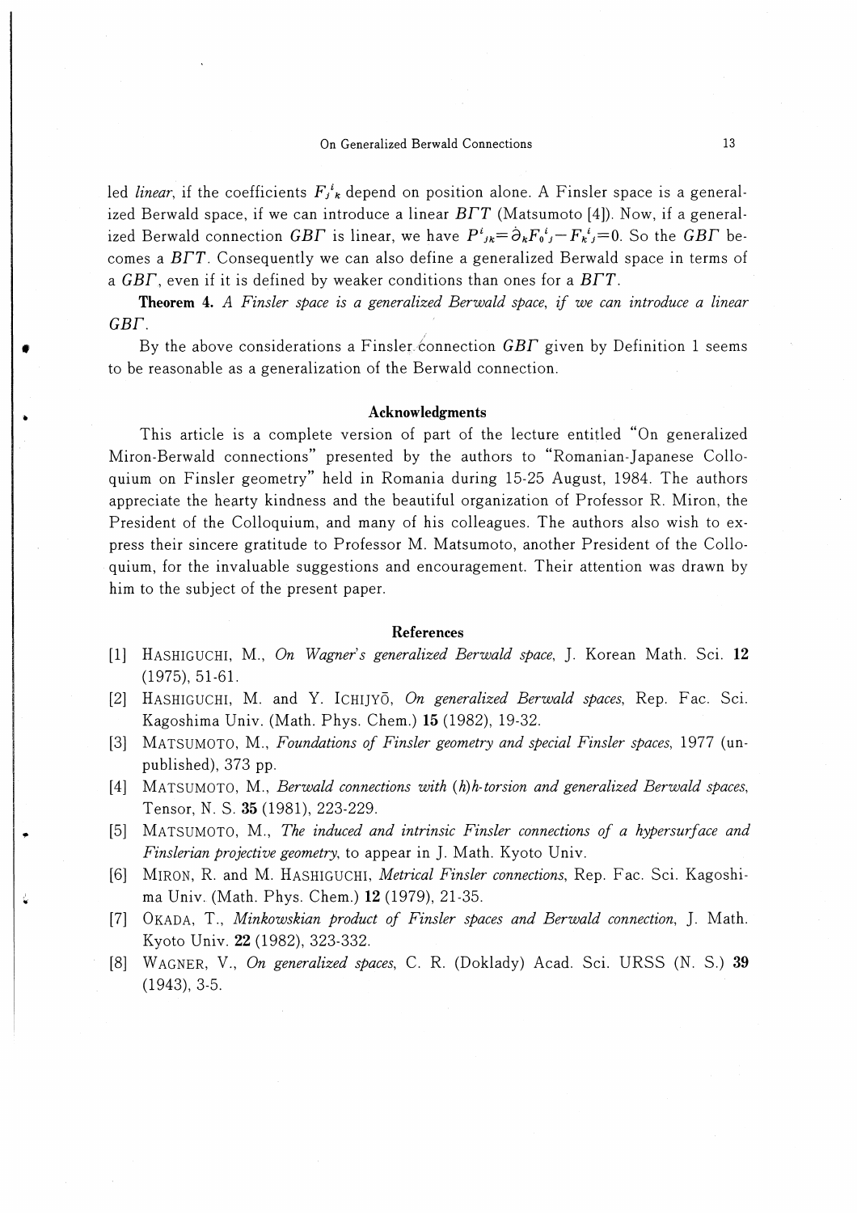led *linear*, if the coefficients $F_j{}^i{}_k$ depend on position alone. A Finsler space is a generalized Berwald space, if we can introduce a linear $B\Gamma T$ (Matsumoto [4]). Now, if a generalized Berwald connection $GB\Gamma$ is linear, we have $P^i{}_{jk} = \partial_k F_0{}^i{}_j - F_k{}^i{}_j = 0$. So the $GB\Gamma$ becomes a $B\Gamma T$. Consequently we can also define a generalized Berwald space in terms of a $GB\Gamma$, even if it is defined by weaker conditions than ones for a $B\Gamma T$.

**Theorem 4.** *A Finsler space is a generalized Berwald space, if we can introduce a linear* $GB\Gamma$.

By the above considerations a Finsler connection $GB\Gamma$ given by Definition 1 seems to be reasonable as a generalization of the Berwald connection.

## Acknowledgments

This article is a complete version of part of the lecture entitled "On generalized Miron-Berwald connections" presented by the authors to "Romanian-Japanese Colloquium on Finsler geometry" held in Romania during 15-25 August, 1984. The authors appreciate the hearty kindness and the beautiful organization of Professor R. Miron, the President of the Colloquium, and many of his colleagues. The authors also wish to express their sincere gratitude to Professor M. Matsumoto, another President of the Colloquium, for the invaluable suggestions and encouragement. Their attention was drawn by him to the subject of the present paper.

## References

[1] HASHIGUCHI, M., *On Wagner's generalized Berwald space*, J. Korean Math. Sci. **12** (1975), 51-61.

[2] HASHIGUCHI, M. and Y. ICHIJYŌ, *On generalized Berwald spaces*, Rep. Fac. Sci. Kagoshima Univ. (Math. Phys. Chem.) **15** (1982), 19-32.

[3] MATSUMOTO, M., *Foundations of Finsler geometry and special Finsler spaces*, 1977 (unpublished), 373 pp.

[4] MATSUMOTO, M., *Berwald connections with (h)h-torsion and generalized Berwald spaces*, Tensor, N. S. **35** (1981), 223-229.

[5] MATSUMOTO, M., *The induced and intrinsic Finsler connections of a hypersurface and Finslerian projective geometry*, to appear in J. Math. Kyoto Univ.

[6] MIRON, R. and M. HASHIGUCHI, *Metrical Finsler connections*, Rep. Fac. Sci. Kagoshima Univ. (Math. Phys. Chem.) **12** (1979), 21-35.

[7] OKADA, T., *Minkowskian product of Finsler spaces and Berwald connection*, J. Math. Kyoto Univ. **22** (1982), 323-332.

[8] WAGNER, V., *On generalized spaces*, C. R. (Doklady) Acad. Sci. URSS (N. S.) **39** (1943), 3-5.